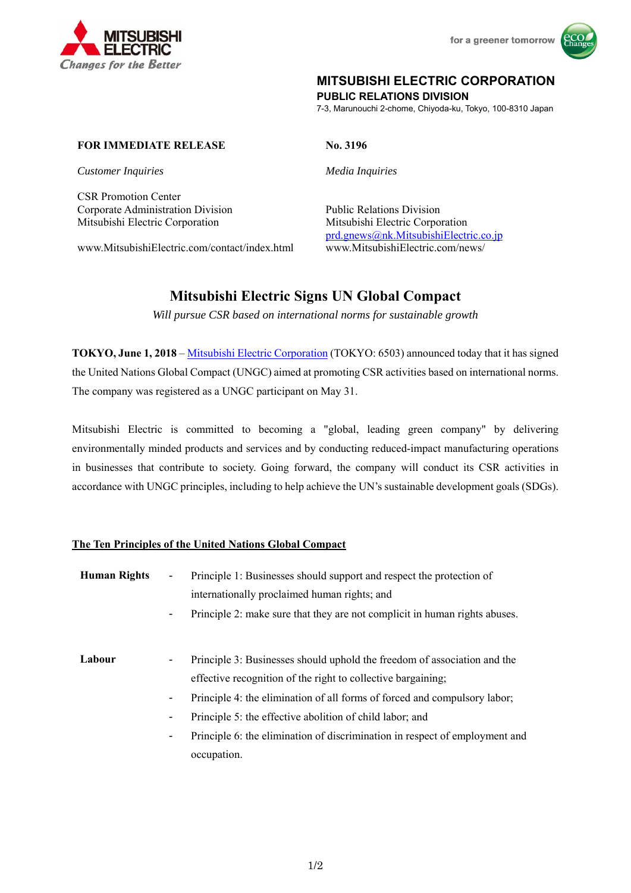MITSUBISHI ELECTRIC
Changes for the Better

for a greener tomorrow

**MITSUBISHI ELECTRIC CORPORATION**
**PUBLIC RELATIONS DIVISION**
7-3, Marunouchi 2-chome, Chiyoda-ku, Tokyo, 100-8310 Japan

**FOR IMMEDIATE RELEASE**

**No. 3196**

*Customer Inquiries*

CSR Promotion Center
Corporate Administration Division
Mitsubishi Electric Corporation

www.MitsubishiElectric.com/contact/index.html

*Media Inquiries*

Public Relations Division
Mitsubishi Electric Corporation
prd.gnews@nk.MitsubishiElectric.co.jp
www.MitsubishiElectric.com/news/

# Mitsubishi Electric Signs UN Global Compact

*Will pursue CSR based on international norms for sustainable growth*

**TOKYO, June 1, 2018** – Mitsubishi Electric Corporation (TOKYO: 6503) announced today that it has signed the United Nations Global Compact (UNGC) aimed at promoting CSR activities based on international norms. The company was registered as a UNGC participant on May 31.

Mitsubishi Electric is committed to becoming a "global, leading green company" by delivering environmentally minded products and services and by conducting reduced-impact manufacturing operations in businesses that contribute to society. Going forward, the company will conduct its CSR activities in accordance with UNGC principles, including to help achieve the UN's sustainable development goals (SDGs).

## The Ten Principles of the United Nations Global Compact

**Human Rights**

- Principle 1: Businesses should support and respect the protection of internationally proclaimed human rights; and
- Principle 2: make sure that they are not complicit in human rights abuses.

**Labour**

- Principle 3: Businesses should uphold the freedom of association and the effective recognition of the right to collective bargaining;
- Principle 4: the elimination of all forms of forced and compulsory labor;
- Principle 5: the effective abolition of child labor; and
- Principle 6: the elimination of discrimination in respect of employment and occupation.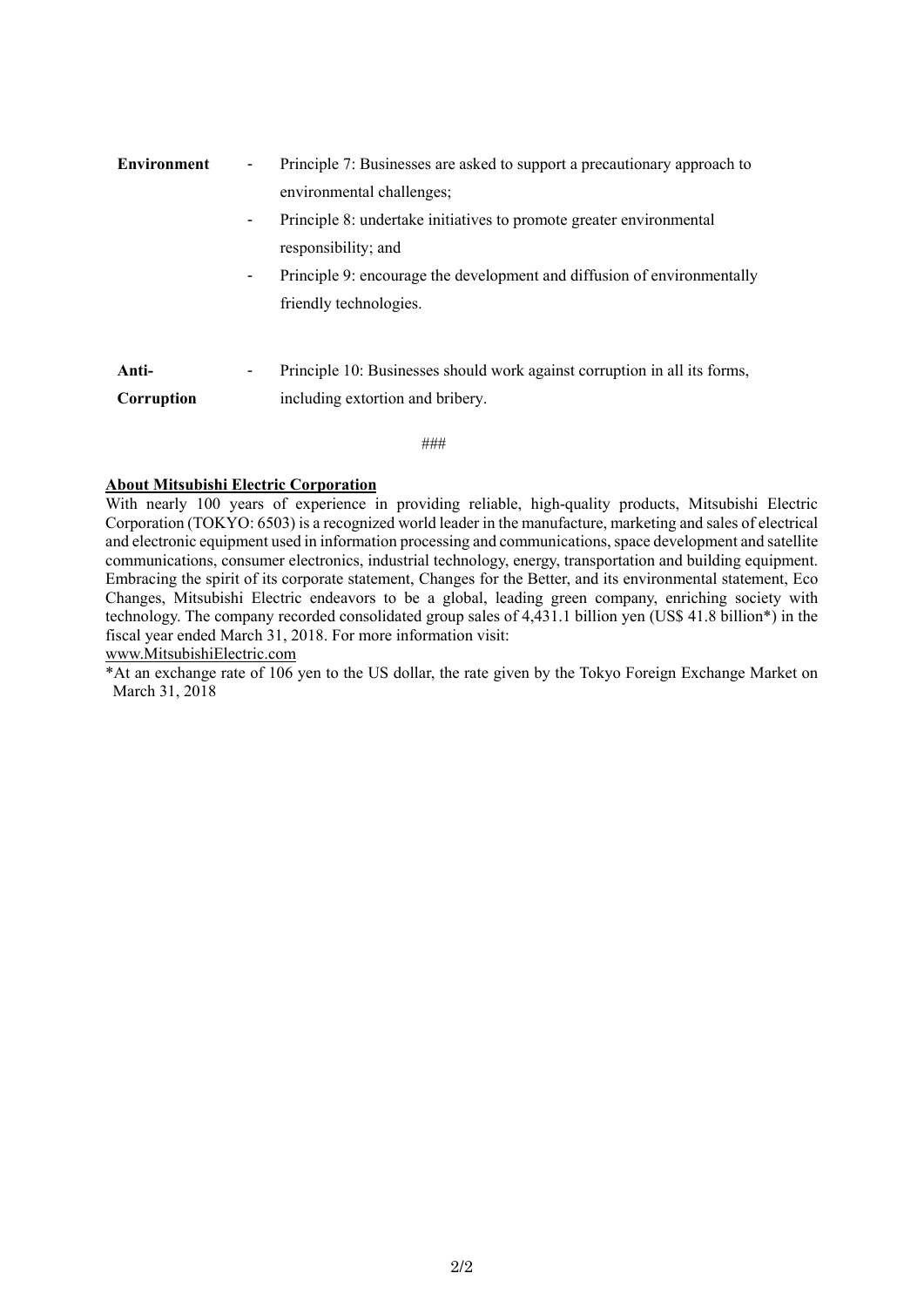| | |
|---|---|
| **Environment** | - Principle 7: Businesses are asked to support a precautionary approach to environmental challenges;<br>- Principle 8: undertake initiatives to promote greater environmental responsibility; and<br>- Principle 9: encourage the development and diffusion of environmentally friendly technologies. |
| **Anti-Corruption** | - Principle 10: Businesses should work against corruption in all its forms, including extortion and bribery. |

###

**About Mitsubishi Electric Corporation**

With nearly 100 years of experience in providing reliable, high-quality products, Mitsubishi Electric Corporation (TOKYO: 6503) is a recognized world leader in the manufacture, marketing and sales of electrical and electronic equipment used in information processing and communications, space development and satellite communications, consumer electronics, industrial technology, energy, transportation and building equipment. Embracing the spirit of its corporate statement, Changes for the Better, and its environmental statement, Eco Changes, Mitsubishi Electric endeavors to be a global, leading green company, enriching society with technology. The company recorded consolidated group sales of 4,431.1 billion yen (US$ 41.8 billion*) in the fiscal year ended March 31, 2018. For more information visit:
www.MitsubishiElectric.com

*At an exchange rate of 106 yen to the US dollar, the rate given by the Tokyo Foreign Exchange Market on March 31, 2018